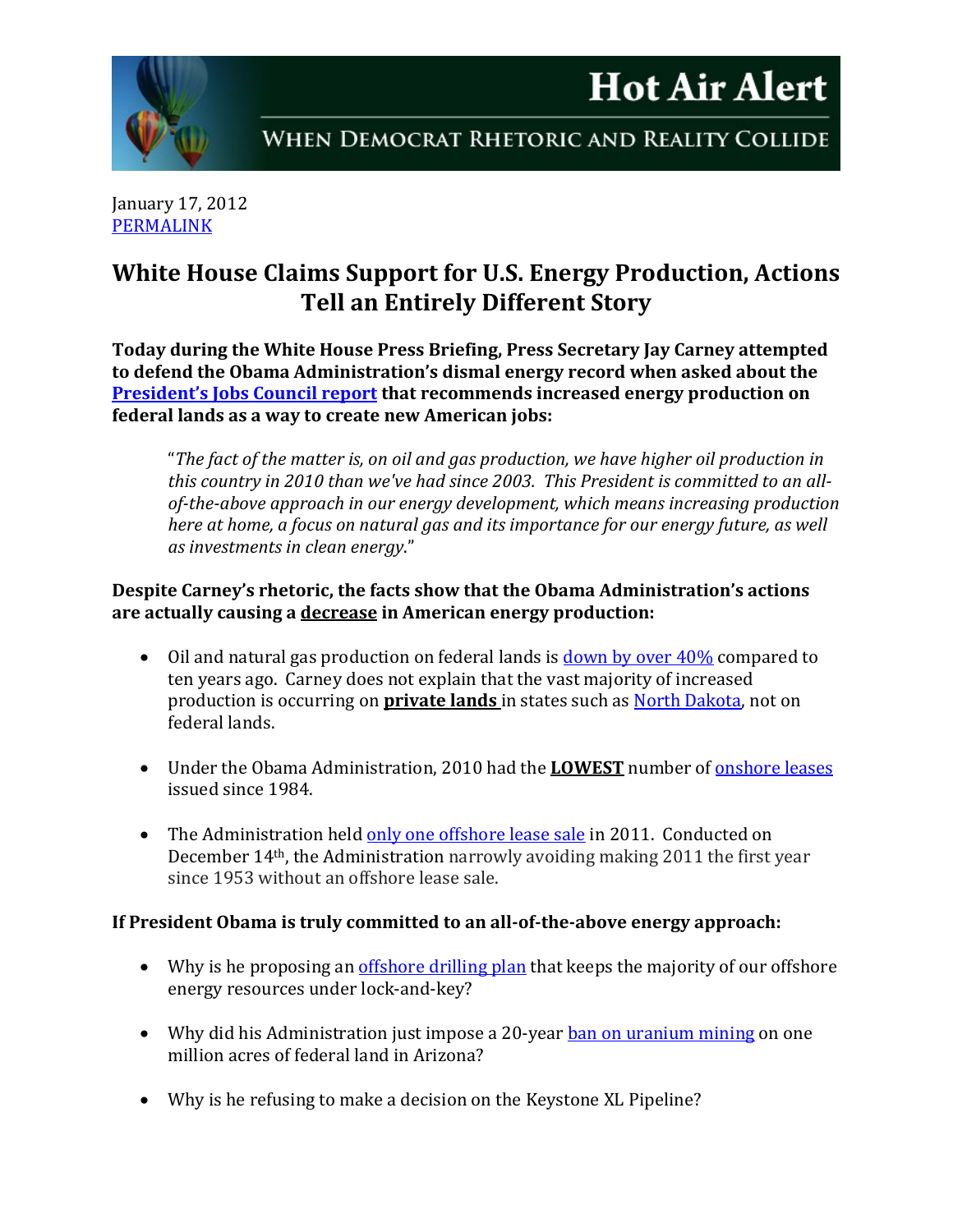# Hot Air Alert

## WHEN DEMOCRAT RHETORIC AND REALITY COLLIDE

January 17, 2012
PERMALINK

## White House Claims Support for U.S. Energy Production, Actions Tell an Entirely Different Story

**Today during the White House Press Briefing, Press Secretary Jay Carney attempted to defend the Obama Administration's dismal energy record when asked about the President's Jobs Council report that recommends increased energy production on federal lands as a way to create new American jobs:**

> "*The fact of the matter is, on oil and gas production, we have higher oil production in this country in 2010 than we've had since 2003. This President is committed to an all-of-the-above approach in our energy development, which means increasing production here at home, a focus on natural gas and its importance for our energy future, as well as investments in clean energy*."

**Despite Carney's rhetoric, the facts show that the Obama Administration's actions are actually causing a decrease in American energy production:**

- Oil and natural gas production on federal lands is down by over 40% compared to ten years ago. Carney does not explain that the vast majority of increased production is occurring on **private lands** in states such as North Dakota, not on federal lands.
- Under the Obama Administration, 2010 had the **LOWEST** number of onshore leases issued since 1984.
- The Administration held only one offshore lease sale in 2011. Conducted on December 14th, the Administration narrowly avoiding making 2011 the first year since 1953 without an offshore lease sale.

**If President Obama is truly committed to an all-of-the-above energy approach:**

- Why is he proposing an offshore drilling plan that keeps the majority of our offshore energy resources under lock-and-key?
- Why did his Administration just impose a 20-year ban on uranium mining on one million acres of federal land in Arizona?
- Why is he refusing to make a decision on the Keystone XL Pipeline?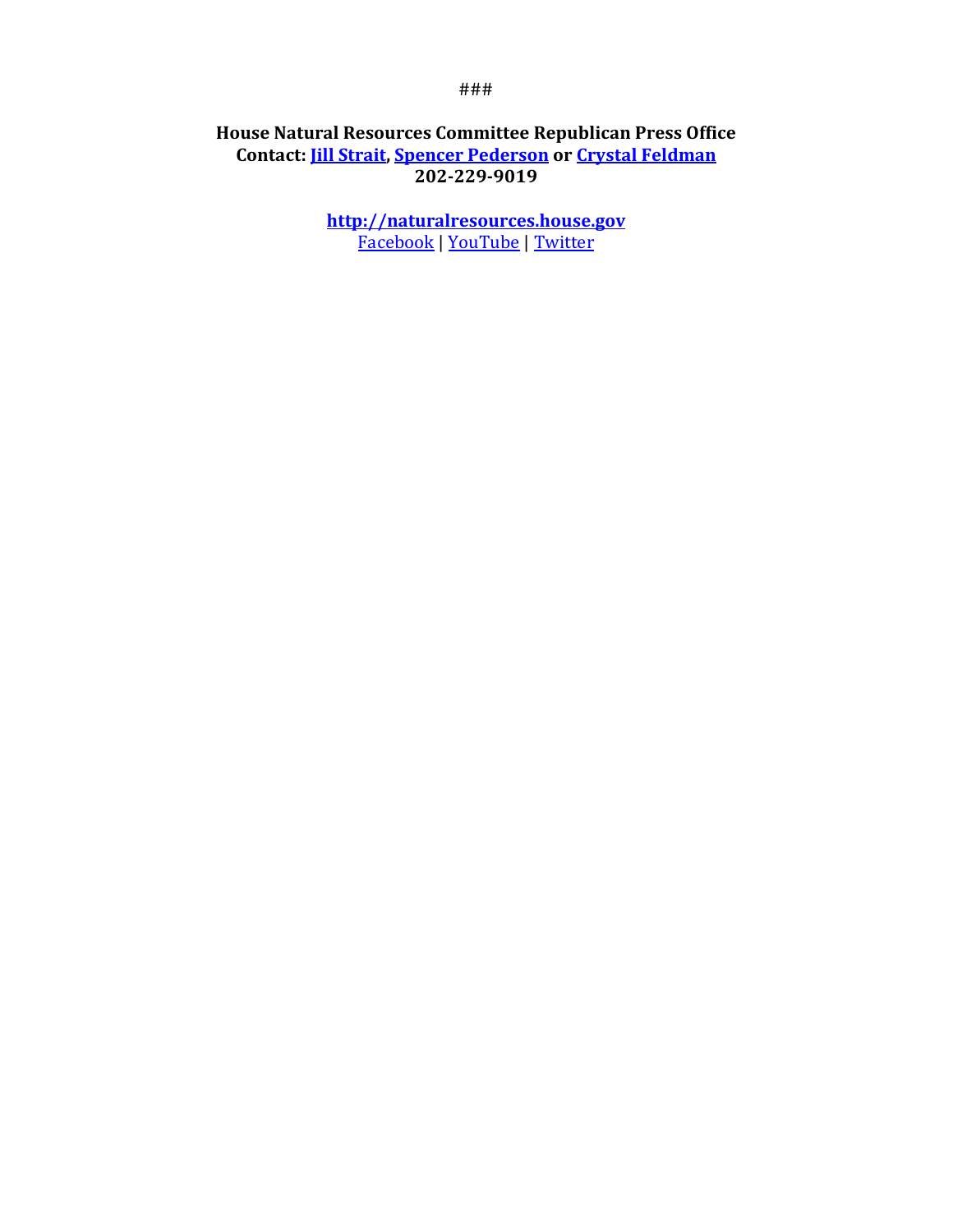###

**House Natural Resources Committee Republican Press Office**
**Contact: Jill Strait, Spencer Pederson or Crystal Feldman**
**202-229-9019**

**http://naturalresources.house.gov**
Facebook | YouTube | Twitter